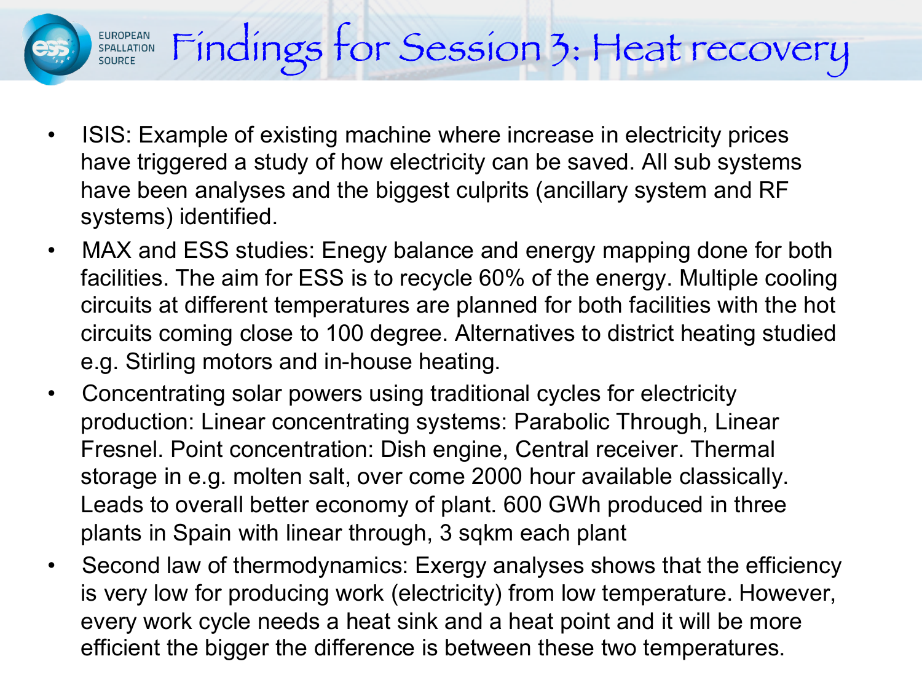# Findings for Session 3: Heat recovery

- ISIS: Example of existing machine where increase in electricity prices have triggered a study of how electricity can be saved. All sub systems have been analyses and the biggest culprits (ancillary system and RF systems) identified.
- MAX and ESS studies: Enegy balance and energy mapping done for both facilities. The aim for ESS is to recycle 60% of the energy. Multiple cooling circuits at different temperatures are planned for both facilities with the hot circuits coming close to 100 degree. Alternatives to district heating studied e.g. Stirling motors and in-house heating.
- Concentrating solar powers using traditional cycles for electricity production: Linear concentrating systems: Parabolic Through, Linear Fresnel. Point concentration: Dish engine, Central receiver. Thermal storage in e.g. molten salt, over come 2000 hour available classically. Leads to overall better economy of plant. 600 GWh produced in three plants in Spain with linear through, 3 sqkm each plant
- Second law of thermodynamics: Exergy analyses shows that the efficiency is very low for producing work (electricity) from low temperature. However, every work cycle needs a heat sink and a heat point and it will be more efficient the bigger the difference is between these two temperatures.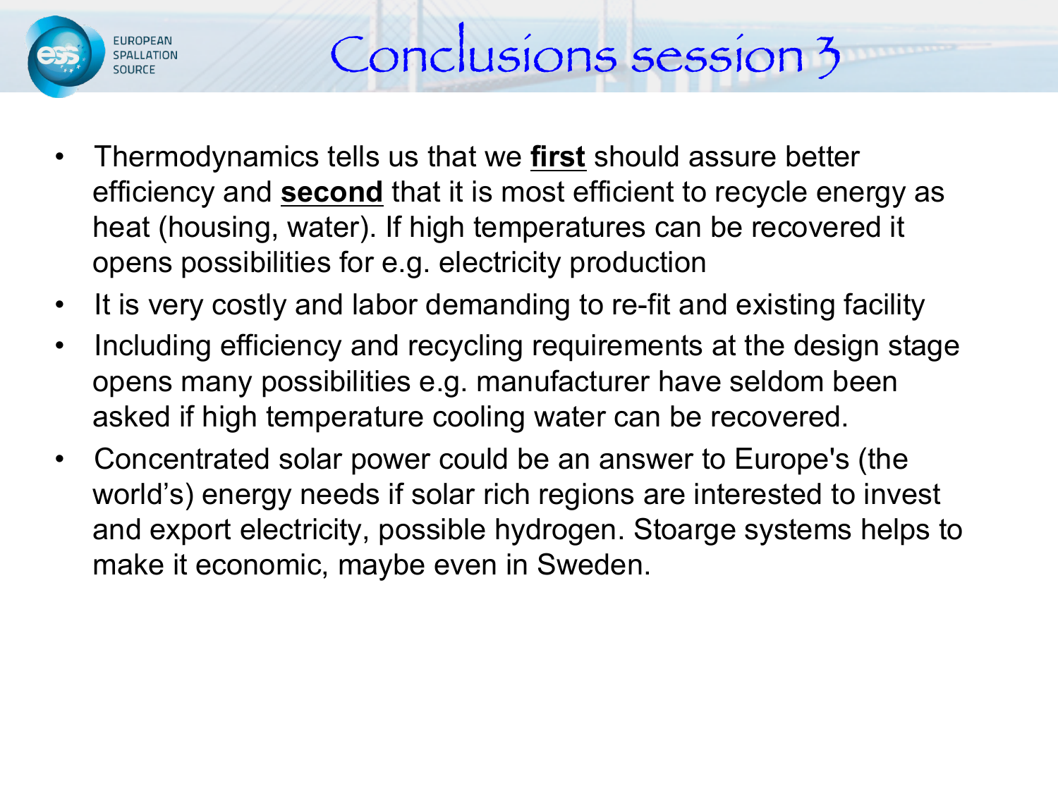# Conclusions session 3

- Thermodynamics tells us that we **first** should assure better efficiency and **second** that it is most efficient to recycle energy as heat (housing, water). If high temperatures can be recovered it opens possibilities for e.g. electricity production
- It is very costly and labor demanding to re-fit and existing facility
- Including efficiency and recycling requirements at the design stage opens many possibilities e.g. manufacturer have seldom been asked if high temperature cooling water can be recovered.
- Concentrated solar power could be an answer to Europe's (the world's) energy needs if solar rich regions are interested to invest and export electricity, possible hydrogen. Stoarge systems helps to make it economic, maybe even in Sweden.